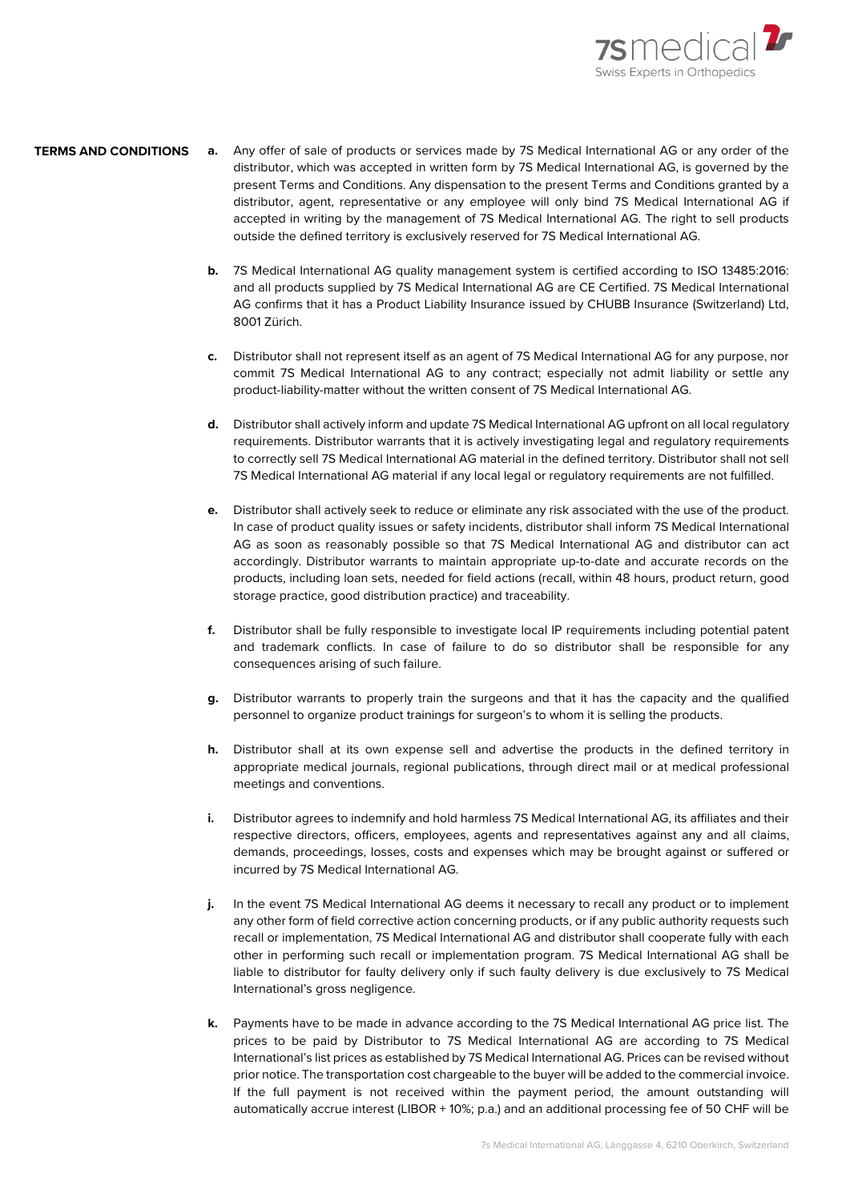## TERMS AND CONDITIONS

**a.** Any offer of sale of products or services made by 7S Medical International AG or any order of the distributor, which was accepted in written form by 7S Medical International AG, is governed by the present Terms and Conditions. Any dispensation to the present Terms and Conditions granted by a distributor, agent, representative or any employee will only bind 7S Medical International AG if accepted in writing by the management of 7S Medical International AG. The right to sell products outside the defined territory is exclusively reserved for 7S Medical International AG.

**b.** 7S Medical International AG quality management system is certified according to ISO 13485:2016: and all products supplied by 7S Medical International AG are CE Certified. 7S Medical International AG confirms that it has a Product Liability Insurance issued by CHUBB Insurance (Switzerland) Ltd, 8001 Zürich.

**c.** Distributor shall not represent itself as an agent of 7S Medical International AG for any purpose, nor commit 7S Medical International AG to any contract; especially not admit liability or settle any product-liability-matter without the written consent of 7S Medical International AG.

**d.** Distributor shall actively inform and update 7S Medical International AG upfront on all local regulatory requirements. Distributor warrants that it is actively investigating legal and regulatory requirements to correctly sell 7S Medical International AG material in the defined territory. Distributor shall not sell 7S Medical International AG material if any local legal or regulatory requirements are not fulfilled.

**e.** Distributor shall actively seek to reduce or eliminate any risk associated with the use of the product. In case of product quality issues or safety incidents, distributor shall inform 7S Medical International AG as soon as reasonably possible so that 7S Medical International AG and distributor can act accordingly. Distributor warrants to maintain appropriate up-to-date and accurate records on the products, including loan sets, needed for field actions (recall, within 48 hours, product return, good storage practice, good distribution practice) and traceability.

**f.** Distributor shall be fully responsible to investigate local IP requirements including potential patent and trademark conflicts. In case of failure to do so distributor shall be responsible for any consequences arising of such failure.

**g.** Distributor warrants to properly train the surgeons and that it has the capacity and the qualified personnel to organize product trainings for surgeon's to whom it is selling the products.

**h.** Distributor shall at its own expense sell and advertise the products in the defined territory in appropriate medical journals, regional publications, through direct mail or at medical professional meetings and conventions.

**i.** Distributor agrees to indemnify and hold harmless 7S Medical International AG, its affiliates and their respective directors, officers, employees, agents and representatives against any and all claims, demands, proceedings, losses, costs and expenses which may be brought against or suffered or incurred by 7S Medical International AG.

**j.** In the event 7S Medical International AG deems it necessary to recall any product or to implement any other form of field corrective action concerning products, or if any public authority requests such recall or implementation, 7S Medical International AG and distributor shall cooperate fully with each other in performing such recall or implementation program. 7S Medical International AG shall be liable to distributor for faulty delivery only if such faulty delivery is due exclusively to 7S Medical International's gross negligence.

**k.** Payments have to be made in advance according to the 7S Medical International AG price list. The prices to be paid by Distributor to 7S Medical International AG are according to 7S Medical International's list prices as established by 7S Medical International AG. Prices can be revised without prior notice. The transportation cost chargeable to the buyer will be added to the commercial invoice. If the full payment is not received within the payment period, the amount outstanding will automatically accrue interest (LIBOR + 10%; p.a.) and an additional processing fee of 50 CHF will be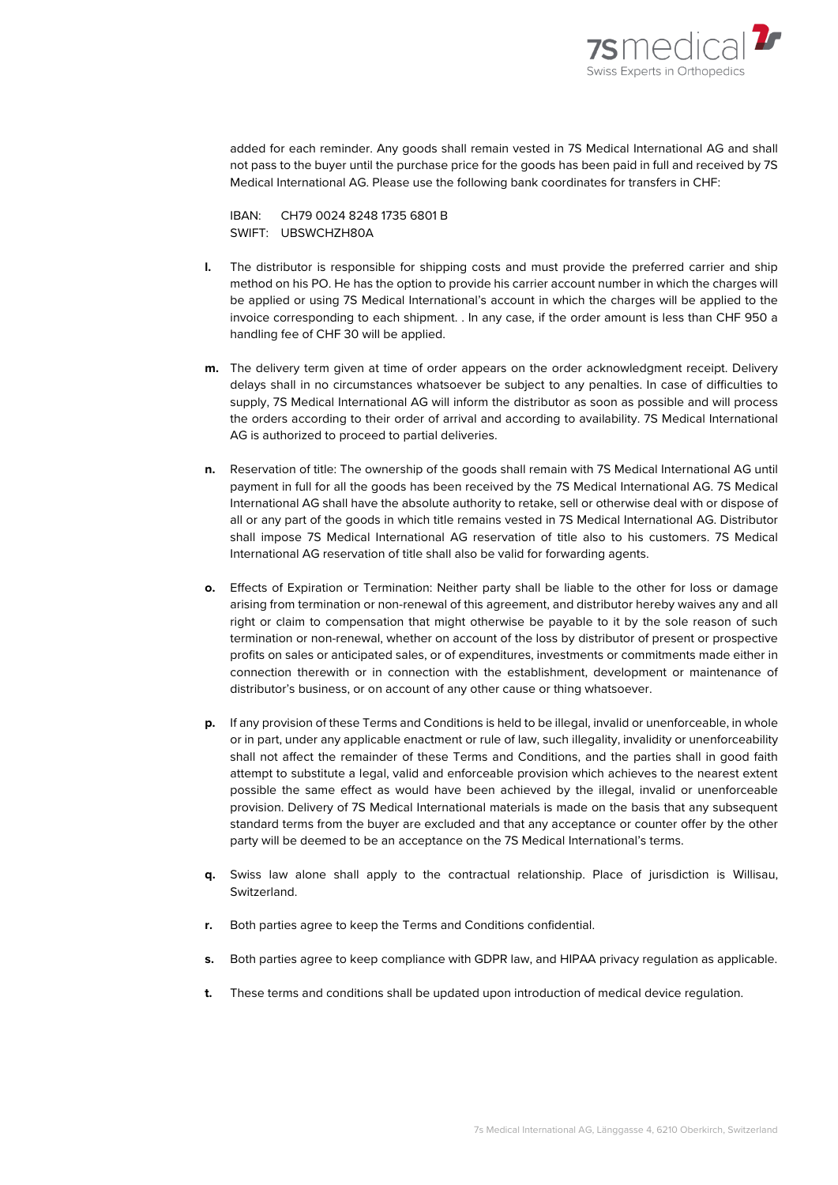added for each reminder. Any goods shall remain vested in 7S Medical International AG and shall not pass to the buyer until the purchase price for the goods has been paid in full and received by 7S Medical International AG. Please use the following bank coordinates for transfers in CHF:

IBAN: CH79 0024 8248 1735 6801 B
SWIFT: UBSWCHZH80A

**l.** The distributor is responsible for shipping costs and must provide the preferred carrier and ship method on his PO. He has the option to provide his carrier account number in which the charges will be applied or using 7S Medical International's account in which the charges will be applied to the invoice corresponding to each shipment. . In any case, if the order amount is less than CHF 950 a handling fee of CHF 30 will be applied.

**m.** The delivery term given at time of order appears on the order acknowledgment receipt. Delivery delays shall in no circumstances whatsoever be subject to any penalties. In case of difficulties to supply, 7S Medical International AG will inform the distributor as soon as possible and will process the orders according to their order of arrival and according to availability. 7S Medical International AG is authorized to proceed to partial deliveries.

**n.** Reservation of title: The ownership of the goods shall remain with 7S Medical International AG until payment in full for all the goods has been received by the 7S Medical International AG. 7S Medical International AG shall have the absolute authority to retake, sell or otherwise deal with or dispose of all or any part of the goods in which title remains vested in 7S Medical International AG. Distributor shall impose 7S Medical International AG reservation of title also to his customers. 7S Medical International AG reservation of title shall also be valid for forwarding agents.

**o.** Effects of Expiration or Termination: Neither party shall be liable to the other for loss or damage arising from termination or non-renewal of this agreement, and distributor hereby waives any and all right or claim to compensation that might otherwise be payable to it by the sole reason of such termination or non-renewal, whether on account of the loss by distributor of present or prospective profits on sales or anticipated sales, or of expenditures, investments or commitments made either in connection therewith or in connection with the establishment, development or maintenance of distributor's business, or on account of any other cause or thing whatsoever.

**p.** If any provision of these Terms and Conditions is held to be illegal, invalid or unenforceable, in whole or in part, under any applicable enactment or rule of law, such illegality, invalidity or unenforceability shall not affect the remainder of these Terms and Conditions, and the parties shall in good faith attempt to substitute a legal, valid and enforceable provision which achieves to the nearest extent possible the same effect as would have been achieved by the illegal, invalid or unenforceable provision. Delivery of 7S Medical International materials is made on the basis that any subsequent standard terms from the buyer are excluded and that any acceptance or counter offer by the other party will be deemed to be an acceptance on the 7S Medical International's terms.

**q.** Swiss law alone shall apply to the contractual relationship. Place of jurisdiction is Willisau, Switzerland.

**r.** Both parties agree to keep the Terms and Conditions confidential.

**s.** Both parties agree to keep compliance with GDPR law, and HIPAA privacy regulation as applicable.

**t.** These terms and conditions shall be updated upon introduction of medical device regulation.